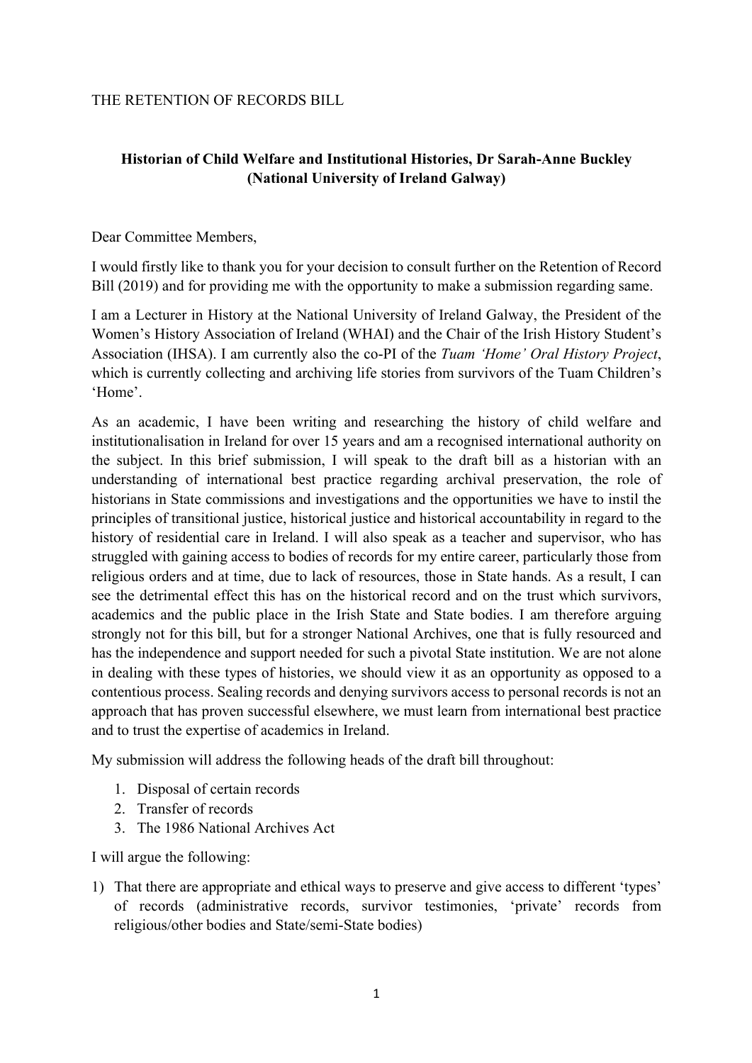THE RETENTION OF RECORDS BILL

**Historian of Child Welfare and Institutional Histories, Dr Sarah-Anne Buckley (National University of Ireland Galway)**

Dear Committee Members,

I would firstly like to thank you for your decision to consult further on the Retention of Record Bill (2019) and for providing me with the opportunity to make a submission regarding same.

I am a Lecturer in History at the National University of Ireland Galway, the President of the Women's History Association of Ireland (WHAI) and the Chair of the Irish History Student's Association (IHSA). I am currently also the co-PI of the *Tuam 'Home' Oral History Project*, which is currently collecting and archiving life stories from survivors of the Tuam Children's 'Home'.

As an academic, I have been writing and researching the history of child welfare and institutionalisation in Ireland for over 15 years and am a recognised international authority on the subject. In this brief submission, I will speak to the draft bill as a historian with an understanding of international best practice regarding archival preservation, the role of historians in State commissions and investigations and the opportunities we have to instil the principles of transitional justice, historical justice and historical accountability in regard to the history of residential care in Ireland. I will also speak as a teacher and supervisor, who has struggled with gaining access to bodies of records for my entire career, particularly those from religious orders and at time, due to lack of resources, those in State hands. As a result, I can see the detrimental effect this has on the historical record and on the trust which survivors, academics and the public place in the Irish State and State bodies. I am therefore arguing strongly not for this bill, but for a stronger National Archives, one that is fully resourced and has the independence and support needed for such a pivotal State institution. We are not alone in dealing with these types of histories, we should view it as an opportunity as opposed to a contentious process. Sealing records and denying survivors access to personal records is not an approach that has proven successful elsewhere, we must learn from international best practice and to trust the expertise of academics in Ireland.

My submission will address the following heads of the draft bill throughout:

1. Disposal of certain records
2. Transfer of records
3. The 1986 National Archives Act

I will argue the following:

1) That there are appropriate and ethical ways to preserve and give access to different 'types' of records (administrative records, survivor testimonies, 'private' records from religious/other bodies and State/semi-State bodies)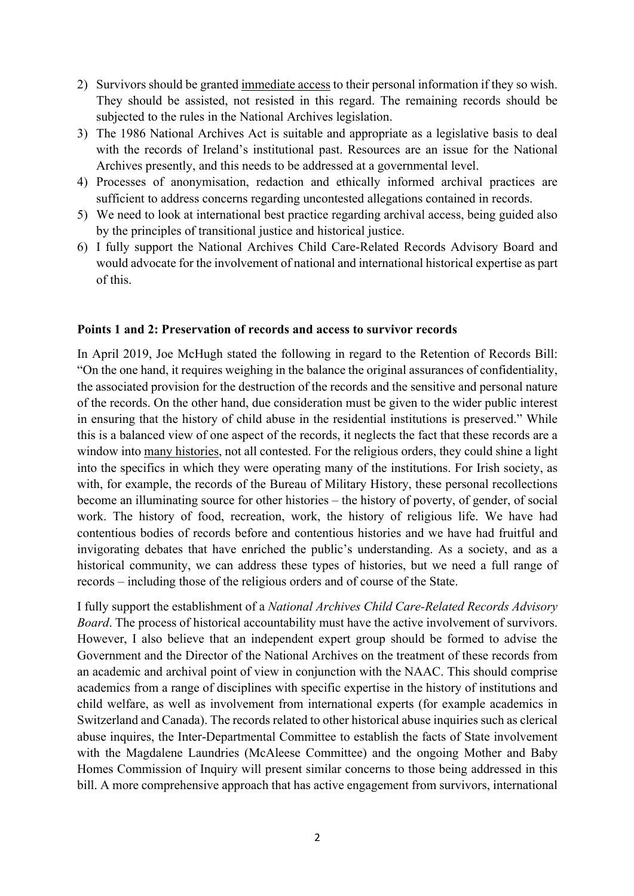2) Survivors should be granted <u>immediate access</u> to their personal information if they so wish. They should be assisted, not resisted in this regard. The remaining records should be subjected to the rules in the National Archives legislation.
3) The 1986 National Archives Act is suitable and appropriate as a legislative basis to deal with the records of Ireland's institutional past. Resources are an issue for the National Archives presently, and this needs to be addressed at a governmental level.
4) Processes of anonymisation, redaction and ethically informed archival practices are sufficient to address concerns regarding uncontested allegations contained in records.
5) We need to look at international best practice regarding archival access, being guided also by the principles of transitional justice and historical justice.
6) I fully support the National Archives Child Care-Related Records Advisory Board and would advocate for the involvement of national and international historical expertise as part of this.

**Points 1 and 2: Preservation of records and access to survivor records**

In April 2019, Joe McHugh stated the following in regard to the Retention of Records Bill: "On the one hand, it requires weighing in the balance the original assurances of confidentiality, the associated provision for the destruction of the records and the sensitive and personal nature of the records. On the other hand, due consideration must be given to the wider public interest in ensuring that the history of child abuse in the residential institutions is preserved." While this is a balanced view of one aspect of the records, it neglects the fact that these records are a window into <u>many histories</u>, not all contested. For the religious orders, they could shine a light into the specifics in which they were operating many of the institutions. For Irish society, as with, for example, the records of the Bureau of Military History, these personal recollections become an illuminating source for other histories – the history of poverty, of gender, of social work. The history of food, recreation, work, the history of religious life. We have had contentious bodies of records before and contentious histories and we have had fruitful and invigorating debates that have enriched the public's understanding. As a society, and as a historical community, we can address these types of histories, but we need a full range of records – including those of the religious orders and of course of the State.

I fully support the establishment of a *National Archives Child Care-Related Records Advisory Board*. The process of historical accountability must have the active involvement of survivors. However, I also believe that an independent expert group should be formed to advise the Government and the Director of the National Archives on the treatment of these records from an academic and archival point of view in conjunction with the NAAC. This should comprise academics from a range of disciplines with specific expertise in the history of institutions and child welfare, as well as involvement from international experts (for example academics in Switzerland and Canada). The records related to other historical abuse inquiries such as clerical abuse inquires, the Inter-Departmental Committee to establish the facts of State involvement with the Magdalene Laundries (McAleese Committee) and the ongoing Mother and Baby Homes Commission of Inquiry will present similar concerns to those being addressed in this bill. A more comprehensive approach that has active engagement from survivors, international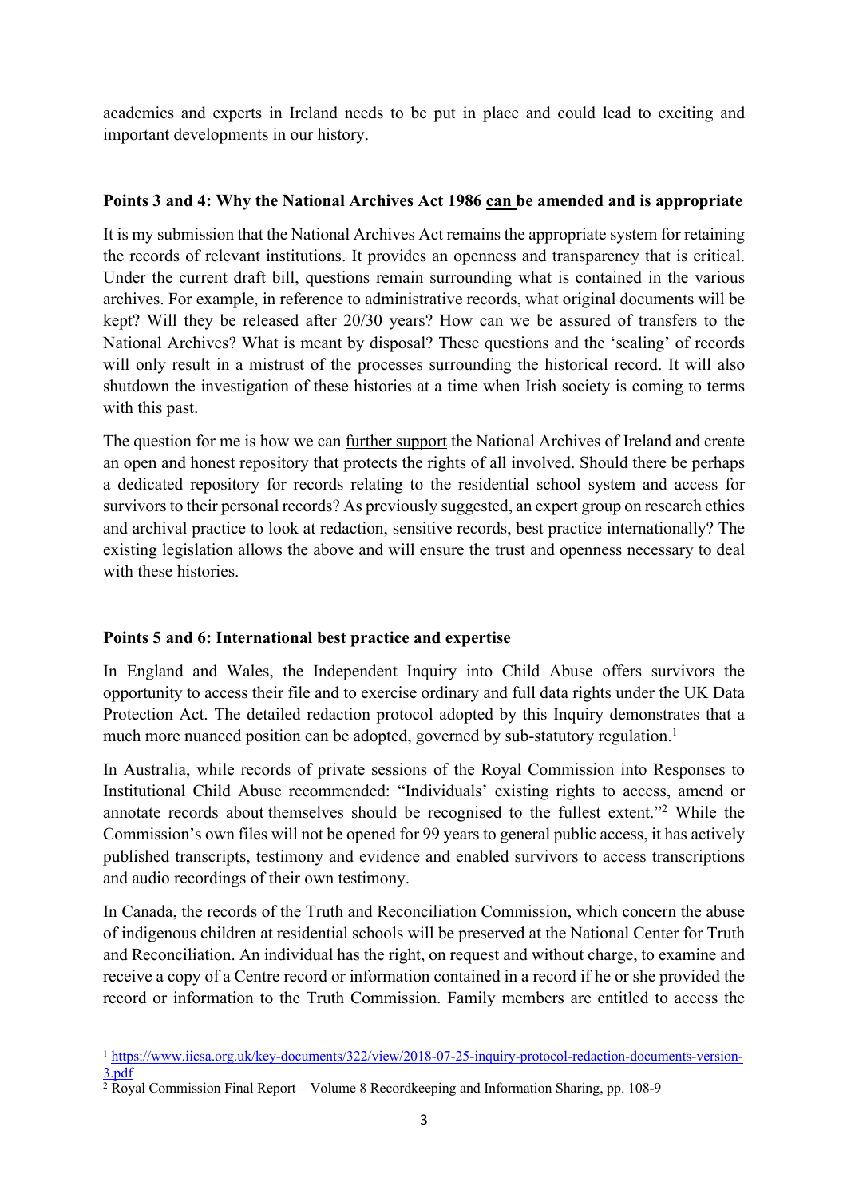academics and experts in Ireland needs to be put in place and could lead to exciting and important developments in our history.

**Points 3 and 4: Why the National Archives Act 1986 <u>can</u> be amended and is appropriate**

It is my submission that the National Archives Act remains the appropriate system for retaining the records of relevant institutions. It provides an openness and transparency that is critical. Under the current draft bill, questions remain surrounding what is contained in the various archives. For example, in reference to administrative records, what original documents will be kept? Will they be released after 20/30 years? How can we be assured of transfers to the National Archives? What is meant by disposal? These questions and the 'sealing' of records will only result in a mistrust of the processes surrounding the historical record. It will also shutdown the investigation of these histories at a time when Irish society is coming to terms with this past.

The question for me is how we can <u>further support</u> the National Archives of Ireland and create an open and honest repository that protects the rights of all involved. Should there be perhaps a dedicated repository for records relating to the residential school system and access for survivors to their personal records? As previously suggested, an expert group on research ethics and archival practice to look at redaction, sensitive records, best practice internationally? The existing legislation allows the above and will ensure the trust and openness necessary to deal with these histories.

**Points 5 and 6: International best practice and expertise**

In England and Wales, the Independent Inquiry into Child Abuse offers survivors the opportunity to access their file and to exercise ordinary and full data rights under the UK Data Protection Act. The detailed redaction protocol adopted by this Inquiry demonstrates that a much more nuanced position can be adopted, governed by sub-statutory regulation.[1]

In Australia, while records of private sessions of the Royal Commission into Responses to Institutional Child Abuse recommended: "Individuals' existing rights to access, amend or annotate records about themselves should be recognised to the fullest extent."[2] While the Commission's own files will not be opened for 99 years to general public access, it has actively published transcripts, testimony and evidence and enabled survivors to access transcriptions and audio recordings of their own testimony.

In Canada, the records of the Truth and Reconciliation Commission, which concern the abuse of indigenous children at residential schools will be preserved at the National Center for Truth and Reconciliation. An individual has the right, on request and without charge, to examine and receive a copy of a Centre record or information contained in a record if he or she provided the record or information to the Truth Commission. Family members are entitled to access the

---

[1] https://www.iicsa.org.uk/key-documents/322/view/2018-07-25-inquiry-protocol-redaction-documents-version-3.pdf

[2] Royal Commission Final Report – Volume 8 Recordkeeping and Information Sharing, pp. 108-9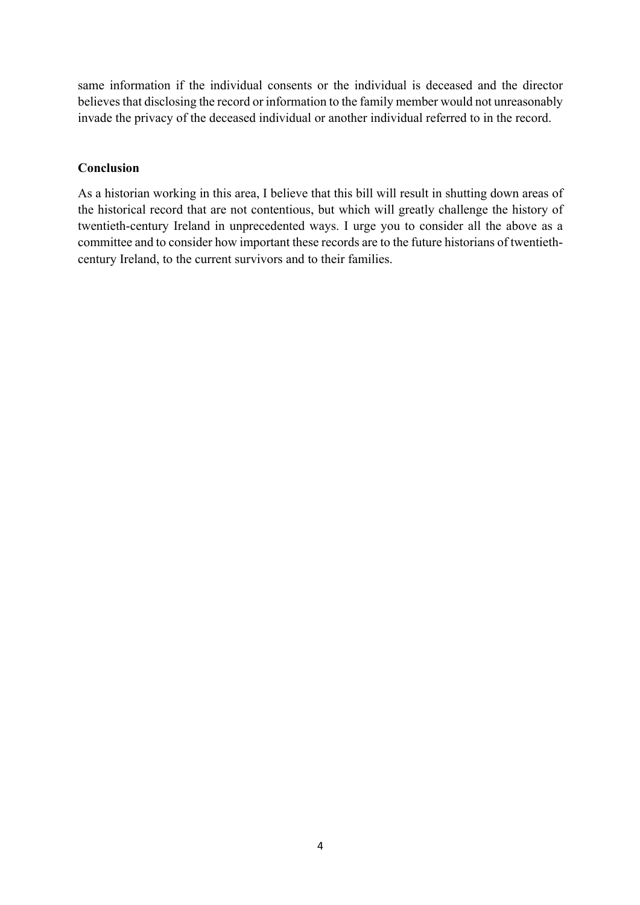same information if the individual consents or the individual is deceased and the director believes that disclosing the record or information to the family member would not unreasonably invade the privacy of the deceased individual or another individual referred to in the record.

**Conclusion**

As a historian working in this area, I believe that this bill will result in shutting down areas of the historical record that are not contentious, but which will greatly challenge the history of twentieth-century Ireland in unprecedented ways. I urge you to consider all the above as a committee and to consider how important these records are to the future historians of twentieth-century Ireland, to the current survivors and to their families.